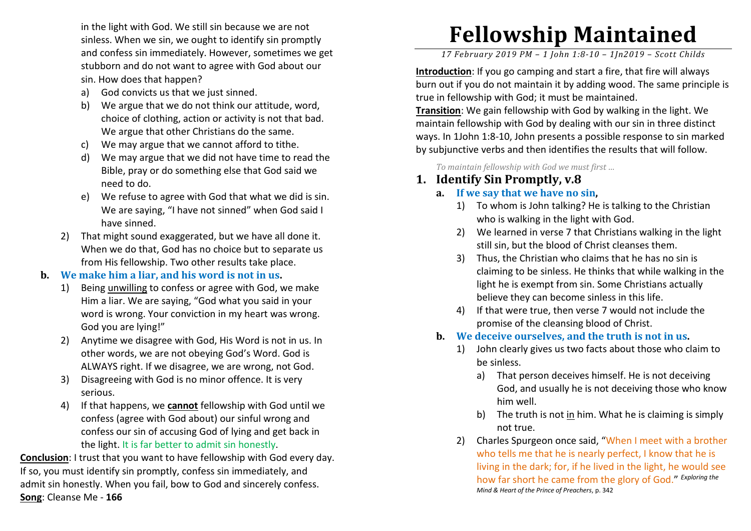# Fellowship Maintained

*17 February 2019 PM – 1 John 1:8-10 – 1Jn2019 – Scott Childs*

**Introduction**: If you go camping and start a fire, that fire will always burn out if you do not maintain it by adding wood. The same principle is true in fellowship with God; it must be maintained.

**Transition**: We gain fellowship with God by walking in the light. We maintain fellowship with God by dealing with our sin in three distinct ways. In 1John 1:8-10, John presents a possible response to sin marked by subjunctive verbs and then identifies the results that will follow.

*To maintain fellowship with God we must first ...*

## 1. Identify Sin Promptly, v.8

### a. If we say that we have no sin,

1) To whom is John talking? He is talking to the Christian who is walking in the light with God.
2) We learned in verse 7 that Christians walking in the light still sin, but the blood of Christ cleanses them.
3) Thus, the Christian who claims that he has no sin is claiming to be sinless. He thinks that while walking in the light he is exempt from sin. Some Christians actually believe they can become sinless in this life.
4) If that were true, then verse 7 would not include the promise of the cleansing blood of Christ.

### b. We deceive ourselves, and the truth is not in us.

1) John clearly gives us two facts about those who claim to be sinless.
   a) That person deceives himself. He is not deceiving God, and usually he is not deceiving those who know him well.
   b) The truth is not in him. What he is claiming is simply not true.
2) Charles Spurgeon once said, "When I meet with a brother who tells me that he is nearly perfect, I know that he is living in the dark; for, if he lived in the light, he would see how far short he came from the glory of God." *Exploring the Mind & Heart of the Prince of Preachers*, p. 342

in the light with God. We still sin because we are not sinless. When we sin, we ought to identify sin promptly and confess sin immediately. However, sometimes we get stubborn and do not want to agree with God about our sin. How does that happen?

a) God convicts us that we just sinned.
b) We argue that we do not think our attitude, word, choice of clothing, action or activity is not that bad. We argue that other Christians do the same.
c) We may argue that we cannot afford to tithe.
d) We may argue that we did not have time to read the Bible, pray or do something else that God said we need to do.
e) We refuse to agree with God that what we did is sin. We are saying, "I have not sinned" when God said I have sinned.

2) That might sound exaggerated, but we have all done it. When we do that, God has no choice but to separate us from His fellowship. Two other results take place.

### b. We make him a liar, and his word is not in us.

1) Being unwilling to confess or agree with God, we make Him a liar. We are saying, "God what you said in your word is wrong. Your conviction in my heart was wrong. God you are lying!"
2) Anytime we disagree with God, His Word is not in us. In other words, we are not obeying God's Word. God is ALWAYS right. If we disagree, we are wrong, not God.
3) Disagreeing with God is no minor offence. It is very serious.
4) If that happens, we **cannot** fellowship with God until we confess (agree with God about) our sinful wrong and confess our sin of accusing God of lying and get back in the light. It is far better to admit sin honestly.

**Conclusion**: I trust that you want to have fellowship with God every day. If so, you must identify sin promptly, confess sin immediately, and admit sin honestly. When you fail, bow to God and sincerely confess.

**Song**: Cleanse Me - **166**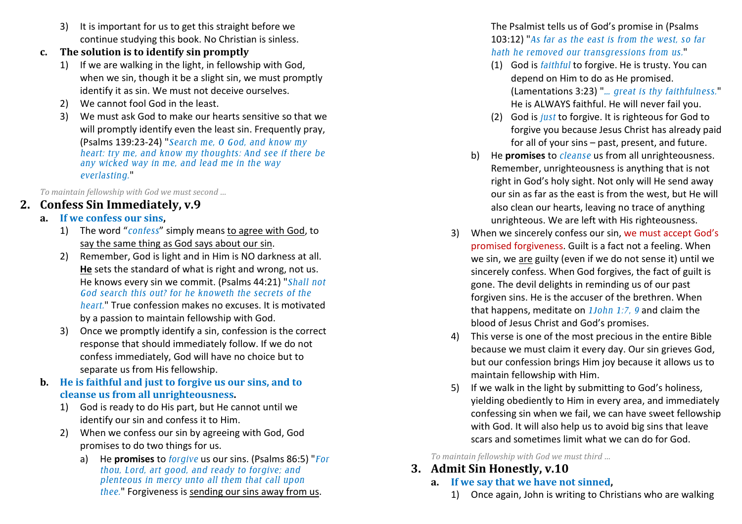3) It is important for us to get this straight before we continue studying this book. No Christian is sinless.

**c. The solution is to identify sin promptly**

1) If we are walking in the light, in fellowship with God, when we sin, though it be a slight sin, we must promptly identify it as sin. We must not deceive ourselves.
2) We cannot fool God in the least.
3) We must ask God to make our hearts sensitive so that we will promptly identify even the least sin. Frequently pray, (Psalms 139:23-24) "*Search me, O God, and know my heart: try me, and know my thoughts: And see if there be any wicked way in me, and lead me in the way everlasting.*"

*To maintain fellowship with God we must second …*

## 2. Confess Sin Immediately, v.9

**a. If we confess our sins,**

1) The word "*confess*" simply means to agree with God, to say the same thing as God says about our sin.
2) Remember, God is light and in Him is NO darkness at all. **He** sets the standard of what is right and wrong, not us. He knows every sin we commit. (Psalms 44:21) "*Shall not God search this out? for he knoweth the secrets of the heart.*" True confession makes no excuses. It is motivated by a passion to maintain fellowship with God.
3) Once we promptly identify a sin, confession is the correct response that should immediately follow. If we do not confess immediately, God will have no choice but to separate us from His fellowship.

**b. He is faithful and just to forgive us our sins, and to cleanse us from all unrighteousness.**

1) God is ready to do His part, but He cannot until we identify our sin and confess it to Him.
2) When we confess our sin by agreeing with God, God promises to do two things for us.
   a) He **promises** to *forgive* us our sins. (Psalms 86:5) "*For thou, Lord, art good, and ready to forgive; and plenteous in mercy unto all them that call upon thee.*" Forgiveness is sending our sins away from us. The Psalmist tells us of God's promise in (Psalms 103:12) "*As far as the east is from the west, so far hath he removed our transgressions from us.*"
      (1) God is *faithful* to forgive. He is trusty. You can depend on Him to do as He promised. (Lamentations 3:23) "*… great is thy faithfulness.*" He is ALWAYS faithful. He will never fail you.
      (2) God is *just* to forgive. It is righteous for God to forgive you because Jesus Christ has already paid for all of your sins – past, present, and future.
   b) He **promises** to *cleanse* us from all unrighteousness. Remember, unrighteousness is anything that is not right in God's holy sight. Not only will He send away our sin as far as the east is from the west, but He will also clean our hearts, leaving no trace of anything unrighteous. We are left with His righteousness.
3) When we sincerely confess our sin, we must accept God's promised forgiveness. Guilt is a fact not a feeling. When we sin, we are guilty (even if we do not sense it) until we sincerely confess. When God forgives, the fact of guilt is gone. The devil delights in reminding us of our past forgiven sins. He is the accuser of the brethren. When that happens, meditate on *1John 1:7, 9* and claim the blood of Jesus Christ and God's promises.
4) This verse is one of the most precious in the entire Bible because we must claim it every day. Our sin grieves God, but our confession brings Him joy because it allows us to maintain fellowship with Him.
5) If we walk in the light by submitting to God's holiness, yielding obediently to Him in every area, and immediately confessing sin when we fail, we can have sweet fellowship with God. It will also help us to avoid big sins that leave scars and sometimes limit what we can do for God.

*To maintain fellowship with God we must third …*

## 3. Admit Sin Honestly, v.10

**a. If we say that we have not sinned,**

1) Once again, John is writing to Christians who are walking